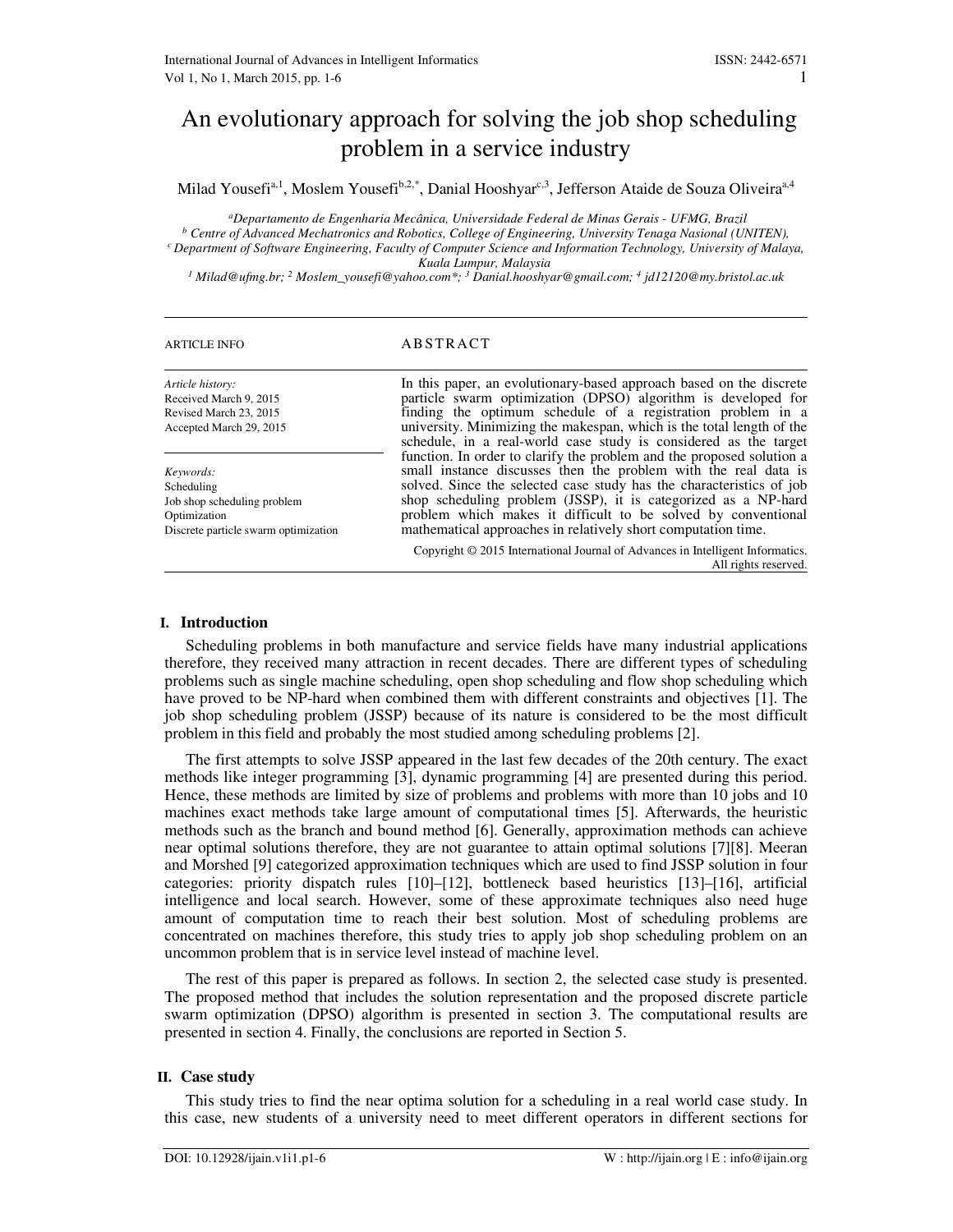# An evolutionary approach for solving the job shop scheduling problem in a service industry

Milad Yousefi[a,1], Moslem Yousefi[b,2,*], Danial Hooshyar[c,3], Jefferson Ataide de Souza Oliveira[a,4]

[a] *Departamento de Engenharia Mecânica, Universidade Federal de Minas Gerais - UFMG, Brazil*
[b] *Centre of Advanced Mechatronics and Robotics, College of Engineering, University Tenaga Nasional (UNITEN),*
[c] *Department of Software Engineering, Faculty of Computer Science and Information Technology, University of Malaya, Kuala Lumpur, Malaysia*
[1] *Milad@ufmg.br;* [2] *Moslem_yousefi@yahoo.com\*;* [3] *Danial.hooshyar@gmail.com;* [4] *jd12120@my.bristol.ac.uk*

ARTICLE INFO

*Article history:*
Received March 9, 2015
Revised March 23, 2015
Accepted March 29, 2015

*Keywords:*
Scheduling
Job shop scheduling problem
Optimization
Discrete particle swarm optimization

ABSTRACT

In this paper, an evolutionary-based approach based on the discrete particle swarm optimization (DPSO) algorithm is developed for finding the optimum schedule of a registration problem in a university. Minimizing the makespan, which is the total length of the schedule, in a real-world case study is considered as the target function. In order to clarify the problem and the proposed solution a small instance discusses then the problem with the real data is solved. Since the selected case study has the characteristics of job shop scheduling problem (JSSP), it is categorized as a NP-hard problem which makes it difficult to be solved by conventional mathematical approaches in relatively short computation time.

Copyright © 2015 International Journal of Advances in Intelligent Informatics. All rights reserved.

## I. Introduction

Scheduling problems in both manufacture and service fields have many industrial applications therefore, they received many attraction in recent decades. There are different types of scheduling problems such as single machine scheduling, open shop scheduling and flow shop scheduling which have proved to be NP-hard when combined them with different constraints and objectives [1]. The job shop scheduling problem (JSSP) because of its nature is considered to be the most difficult problem in this field and probably the most studied among scheduling problems [2].

The first attempts to solve JSSP appeared in the last few decades of the 20th century. The exact methods like integer programming [3], dynamic programming [4] are presented during this period. Hence, these methods are limited by size of problems and problems with more than 10 jobs and 10 machines exact methods take large amount of computational times [5]. Afterwards, the heuristic methods such as the branch and bound method [6]. Generally, approximation methods can achieve near optimal solutions therefore, they are not guarantee to attain optimal solutions [7][8]. Meeran and Morshed [9] categorized approximation techniques which are used to find JSSP solution in four categories: priority dispatch rules [10]–[12], bottleneck based heuristics [13]–[16], artificial intelligence and local search. However, some of these approximate techniques also need huge amount of computation time to reach their best solution. Most of scheduling problems are concentrated on machines therefore, this study tries to apply job shop scheduling problem on an uncommon problem that is in service level instead of machine level.

The rest of this paper is prepared as follows. In section 2, the selected case study is presented. The proposed method that includes the solution representation and the proposed discrete particle swarm optimization (DPSO) algorithm is presented in section 3. The computational results are presented in section 4. Finally, the conclusions are reported in Section 5.

## II. Case study

This study tries to find the near optima solution for a scheduling in a real world case study. In this case, new students of a university need to meet different operators in different sections for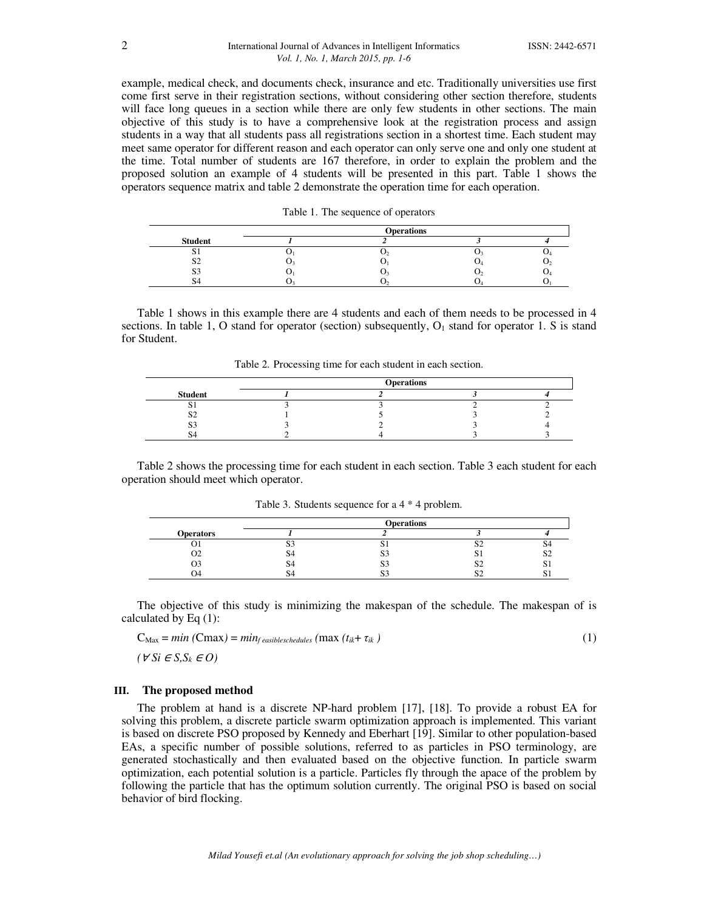example, medical check, and documents check, insurance and etc. Traditionally universities use first come first serve in their registration sections, without considering other section therefore, students will face long queues in a section while there are only few students in other sections. The main objective of this study is to have a comprehensive look at the registration process and assign students in a way that all students pass all registrations section in a shortest time. Each student may meet same operator for different reason and each operator can only serve one and only one student at the time. Total number of students are 167 therefore, in order to explain the problem and the proposed solution an example of 4 students will be presented in this part. Table 1 shows the operators sequence matrix and table 2 demonstrate the operation time for each operation.

Table 1. The sequence of operators

| Student | Operations | | | |
|---|---|---|---|---|
| | *1* | *2* | *3* | *4* |
| S1 | $O_1$ | $O_2$ | $O_3$ | $O_4$ |
| S2 | $O_3$ | $O_1$ | $O_4$ | $O_2$ |
| S3 | $O_1$ | $O_3$ | $O_2$ | $O_4$ |
| S4 | $O_3$ | $O_2$ | $O_4$ | $O_1$ |

Table 1 shows in this example there are 4 students and each of them needs to be processed in 4 sections. In table 1, O stand for operator (section) subsequently, $O_1$ stand for operator 1. S is stand for Student.

Table 2. Processing time for each student in each section.

| Student | Operations | | | |
|---|---|---|---|---|
| | *1* | *2* | *3* | *4* |
| S1 | 3 | 3 | 2 | 2 |
| S2 | 1 | 5 | 3 | 2 |
| S3 | 3 | 2 | 3 | 4 |
| S4 | 2 | 4 | 3 | 3 |

Table 2 shows the processing time for each student in each section. Table 3 each student for each operation should meet which operator.

Table 3. Students sequence for a 4 * 4 problem.

| Operators | Operations | | | |
|---|---|---|---|---|
| | *1* | *2* | *3* | *4* |
| O1 | S3 | S1 | S2 | S4 |
| O2 | S4 | S3 | S1 | S2 |
| O3 | S4 | S3 | S2 | S1 |
| O4 | S4 | S3 | S2 | S1 |

The objective of this study is minimizing the makespan of the schedule. The makespan of is calculated by Eq (1):

$$C_{Max} = min\ (\text{Cmax}) = min_{feasible schedules}\ (\max\ (t_{ik}+ \tau_{ik}\ ) \tag{1}$$

$$(\forall\ S_i \in S, S_k \in O)$$

## III. The proposed method

The problem at hand is a discrete NP-hard problem [17], [18]. To provide a robust EA for solving this problem, a discrete particle swarm optimization approach is implemented. This variant is based on discrete PSO proposed by Kennedy and Eberhart [19]. Similar to other population-based EAs, a specific number of possible solutions, referred to as particles in PSO terminology, are generated stochastically and then evaluated based on the objective function. In particle swarm optimization, each potential solution is a particle. Particles fly through the apace of the problem by following the particle that has the optimum solution currently. The original PSO is based on social behavior of bird flocking.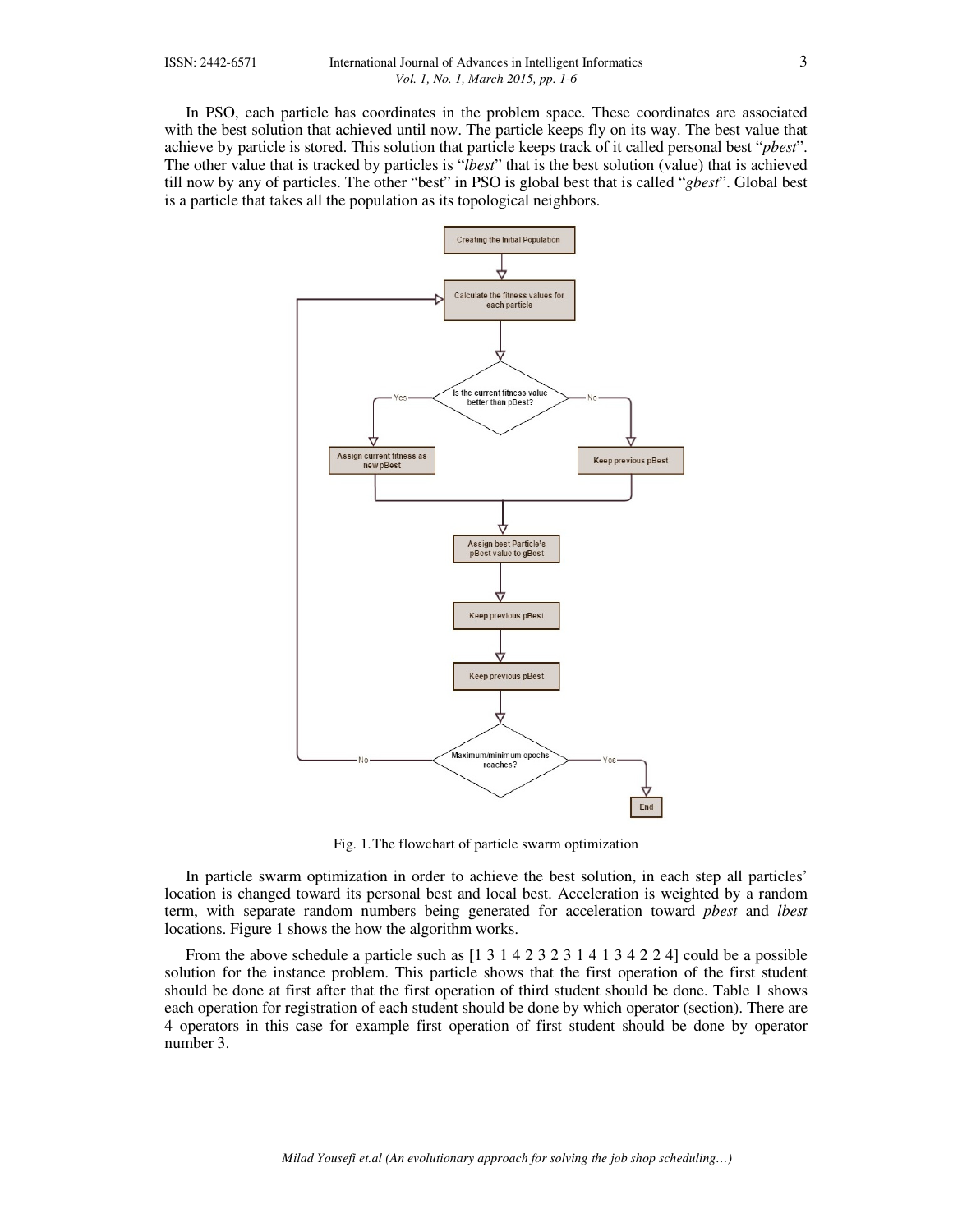In PSO, each particle has coordinates in the problem space. These coordinates are associated with the best solution that achieved until now. The particle keeps fly on its way. The best value that achieve by particle is stored. This solution that particle keeps track of it called personal best "*pbest*". The other value that is tracked by particles is "*lbest*" that is the best solution (value) that is achieved till now by any of particles. The other "best" in PSO is global best that is called "*gbest*". Global best is a particle that takes all the population as its topological neighbors.

Fig. 1. The flowchart of particle swarm optimization

In particle swarm optimization in order to achieve the best solution, in each step all particles' location is changed toward its personal best and local best. Acceleration is weighted by a random term, with separate random numbers being generated for acceleration toward *pbest* and *lbest* locations. Figure 1 shows the how the algorithm works.

From the above schedule a particle such as [1 3 1 4 2 3 2 3 1 4 1 3 4 2 2 4] could be a possible solution for the instance problem. This particle shows that the first operation of the first student should be done at first after that the first operation of third student should be done. Table 1 shows each operation for registration of each student should be done by which operator (section). There are 4 operators in this case for example first operation of first student should be done by operator number 3.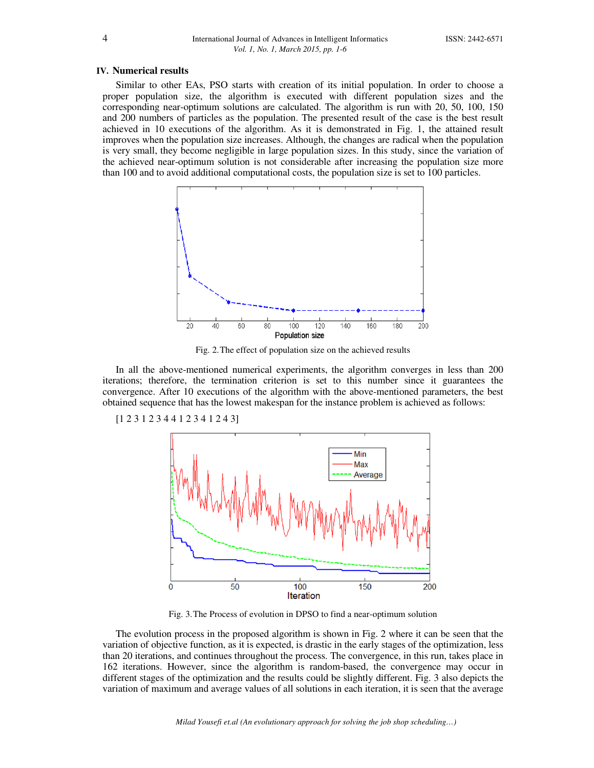## IV. Numerical results

Similar to other EAs, PSO starts with creation of its initial population. In order to choose a proper population size, the algorithm is executed with different population sizes and the corresponding near-optimum solutions are calculated. The algorithm is run with 20, 50, 100, 150 and 200 numbers of particles as the population. The presented result of the case is the best result achieved in 10 executions of the algorithm. As it is demonstrated in Fig. 1, the attained result improves when the population size increases. Although, the changes are radical when the population is very small, they become negligible in large population sizes. In this study, since the variation of the achieved near-optimum solution is not considerable after increasing the population size more than 100 and to avoid additional computational costs, the population size is set to 100 particles.

Fig. 2. The effect of population size on the achieved results

In all the above-mentioned numerical experiments, the algorithm converges in less than 200 iterations; therefore, the termination criterion is set to this number since it guarantees the convergence. After 10 executions of the algorithm with the above-mentioned parameters, the best obtained sequence that has the lowest makespan for the instance problem is achieved as follows:

[1 2 3 1 2 3 4 4 1 2 3 4 1 2 4 3]

Fig. 3. The Process of evolution in DPSO to find a near-optimum solution

The evolution process in the proposed algorithm is shown in Fig. 2 where it can be seen that the variation of objective function, as it is expected, is drastic in the early stages of the optimization, less than 20 iterations, and continues throughout the process. The convergence, in this run, takes place in 162 iterations. However, since the algorithm is random-based, the convergence may occur in different stages of the optimization and the results could be slightly different. Fig. 3 also depicts the variation of maximum and average values of all solutions in each iteration, it is seen that the average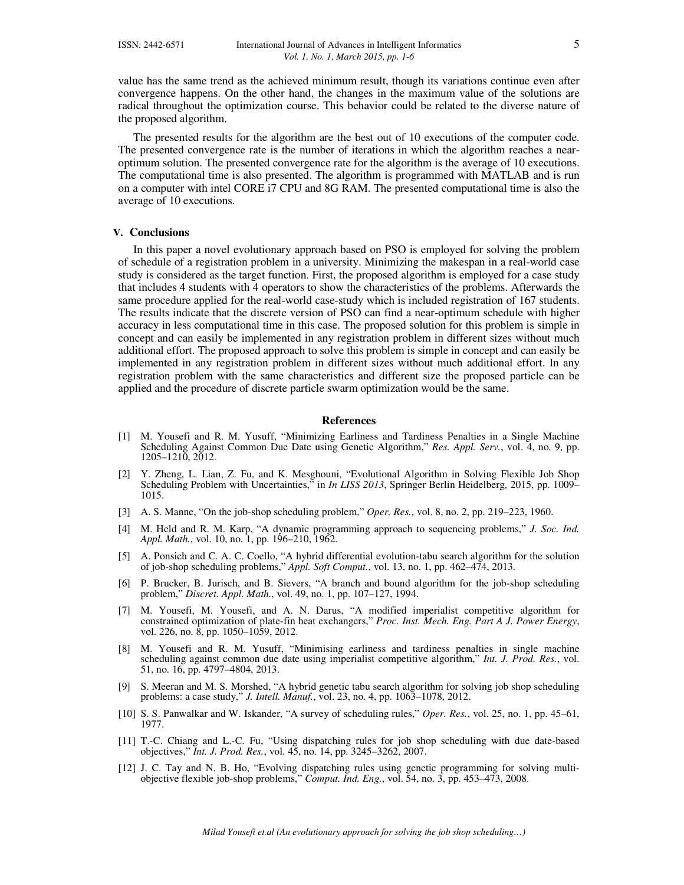value has the same trend as the achieved minimum result, though its variations continue even after convergence happens. On the other hand, the changes in the maximum value of the solutions are radical throughout the optimization course. This behavior could be related to the diverse nature of the proposed algorithm.

The presented results for the algorithm are the best out of 10 executions of the computer code. The presented convergence rate is the number of iterations in which the algorithm reaches a near-optimum solution. The presented convergence rate for the algorithm is the average of 10 executions. The computational time is also presented. The algorithm is programmed with MATLAB and is run on a computer with intel CORE i7 CPU and 8G RAM. The presented computational time is also the average of 10 executions.

## V. Conclusions

In this paper a novel evolutionary approach based on PSO is employed for solving the problem of schedule of a registration problem in a university. Minimizing the makespan in a real-world case study is considered as the target function. First, the proposed algorithm is employed for a case study that includes 4 students with 4 operators to show the characteristics of the problems. Afterwards the same procedure applied for the real-world case-study which is included registration of 167 students. The results indicate that the discrete version of PSO can find a near-optimum schedule with higher accuracy in less computational time in this case. The proposed solution for this problem is simple in concept and can easily be implemented in any registration problem in different sizes without much additional effort. The proposed approach to solve this problem is simple in concept and can easily be implemented in any registration problem in different sizes without much additional effort. In any registration problem with the same characteristics and different size the proposed particle can be applied and the procedure of discrete particle swarm optimization would be the same.

## References

[1] M. Yousefi and R. M. Yusuff, "Minimizing Earliness and Tardiness Penalties in a Single Machine Scheduling Against Common Due Date using Genetic Algorithm," *Res. Appl. Serv.*, vol. 4, no. 9, pp. 1205–1210, 2012.

[2] Y. Zheng, L. Lian, Z. Fu, and K. Mesghouni, "Evolutional Algorithm in Solving Flexible Job Shop Scheduling Problem with Uncertainties," in *In LISS 2013*, Springer Berlin Heidelberg, 2015, pp. 1009–1015.

[3] A. S. Manne, "On the job-shop scheduling problem," *Oper. Res.*, vol. 8, no. 2, pp. 219–223, 1960.

[4] M. Held and R. M. Karp, "A dynamic programming approach to sequencing problems," *J. Soc. Ind. Appl. Math.*, vol. 10, no. 1, pp. 196–210, 1962.

[5] A. Ponsich and C. A. C. Coello, "A hybrid differential evolution-tabu search algorithm for the solution of job-shop scheduling problems," *Appl. Soft Comput.*, vol. 13, no. 1, pp. 462–474, 2013.

[6] P. Brucker, B. Jurisch, and B. Sievers, "A branch and bound algorithm for the job-shop scheduling problem," *Discret. Appl. Math.*, vol. 49, no. 1, pp. 107–127, 1994.

[7] M. Yousefi, M. Yousefi, and A. N. Darus, "A modified imperialist competitive algorithm for constrained optimization of plate-fin heat exchangers," *Proc. Inst. Mech. Eng. Part A J. Power Energy*, vol. 226, no. 8, pp. 1050–1059, 2012.

[8] M. Yousefi and R. M. Yusuff, "Minimising earliness and tardiness penalties in single machine scheduling against common due date using imperialist competitive algorithm," *Int. J. Prod. Res.*, vol. 51, no. 16, pp. 4797–4804, 2013.

[9] S. Meeran and M. S. Morshed, "A hybrid genetic tabu search algorithm for solving job shop scheduling problems: a case study," *J. Intell. Manuf.*, vol. 23, no. 4, pp. 1063–1078, 2012.

[10] S. S. Panwalkar and W. Iskander, "A survey of scheduling rules," *Oper. Res.*, vol. 25, no. 1, pp. 45–61, 1977.

[11] T.-C. Chiang and L.-C. Fu, "Using dispatching rules for job shop scheduling with due date-based objectives," *Int. J. Prod. Res.*, vol. 45, no. 14, pp. 3245–3262, 2007.

[12] J. C. Tay and N. B. Ho, "Evolving dispatching rules using genetic programming for solving multi-objective flexible job-shop problems," *Comput. Ind. Eng.*, vol. 54, no. 3, pp. 453–473, 2008.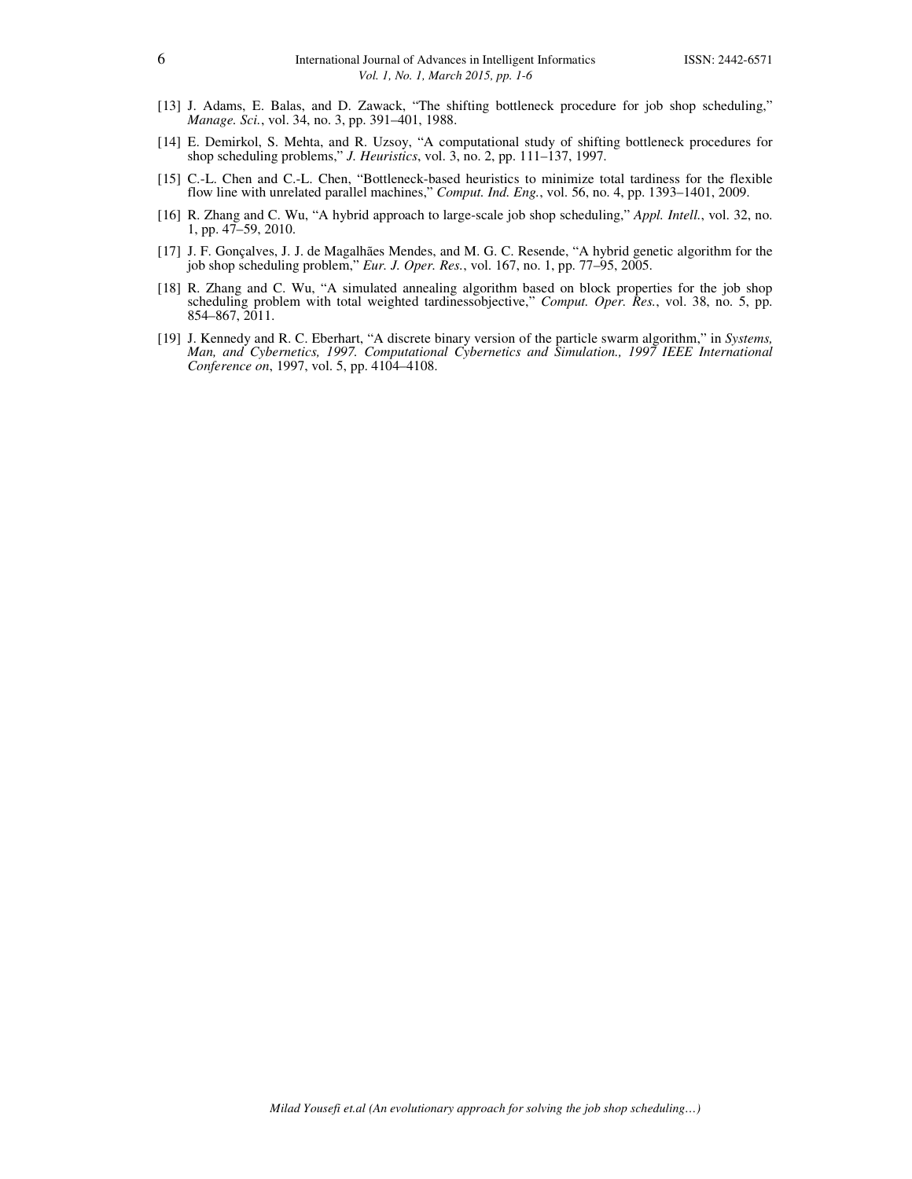[13] J. Adams, E. Balas, and D. Zawack, “The shifting bottleneck procedure for job shop scheduling,” *Manage. Sci.*, vol. 34, no. 3, pp. 391–401, 1988.

[14] E. Demirkol, S. Mehta, and R. Uzsoy, “A computational study of shifting bottleneck procedures for shop scheduling problems,” *J. Heuristics*, vol. 3, no. 2, pp. 111–137, 1997.

[15] C.-L. Chen and C.-L. Chen, “Bottleneck-based heuristics to minimize total tardiness for the flexible flow line with unrelated parallel machines,” *Comput. Ind. Eng.*, vol. 56, no. 4, pp. 1393–1401, 2009.

[16] R. Zhang and C. Wu, “A hybrid approach to large-scale job shop scheduling,” *Appl. Intell.*, vol. 32, no. 1, pp. 47–59, 2010.

[17] J. F. Gonçalves, J. J. de Magalhães Mendes, and M. G. C. Resende, “A hybrid genetic algorithm for the job shop scheduling problem,” *Eur. J. Oper. Res.*, vol. 167, no. 1, pp. 77–95, 2005.

[18] R. Zhang and C. Wu, “A simulated annealing algorithm based on block properties for the job shop scheduling problem with total weighted tardinessobjective,” *Comput. Oper. Res.*, vol. 38, no. 5, pp. 854–867, 2011.

[19] J. Kennedy and R. C. Eberhart, “A discrete binary version of the particle swarm algorithm,” in *Systems, Man, and Cybernetics, 1997. Computational Cybernetics and Simulation., 1997 IEEE International Conference on*, 1997, vol. 5, pp. 4104–4108.